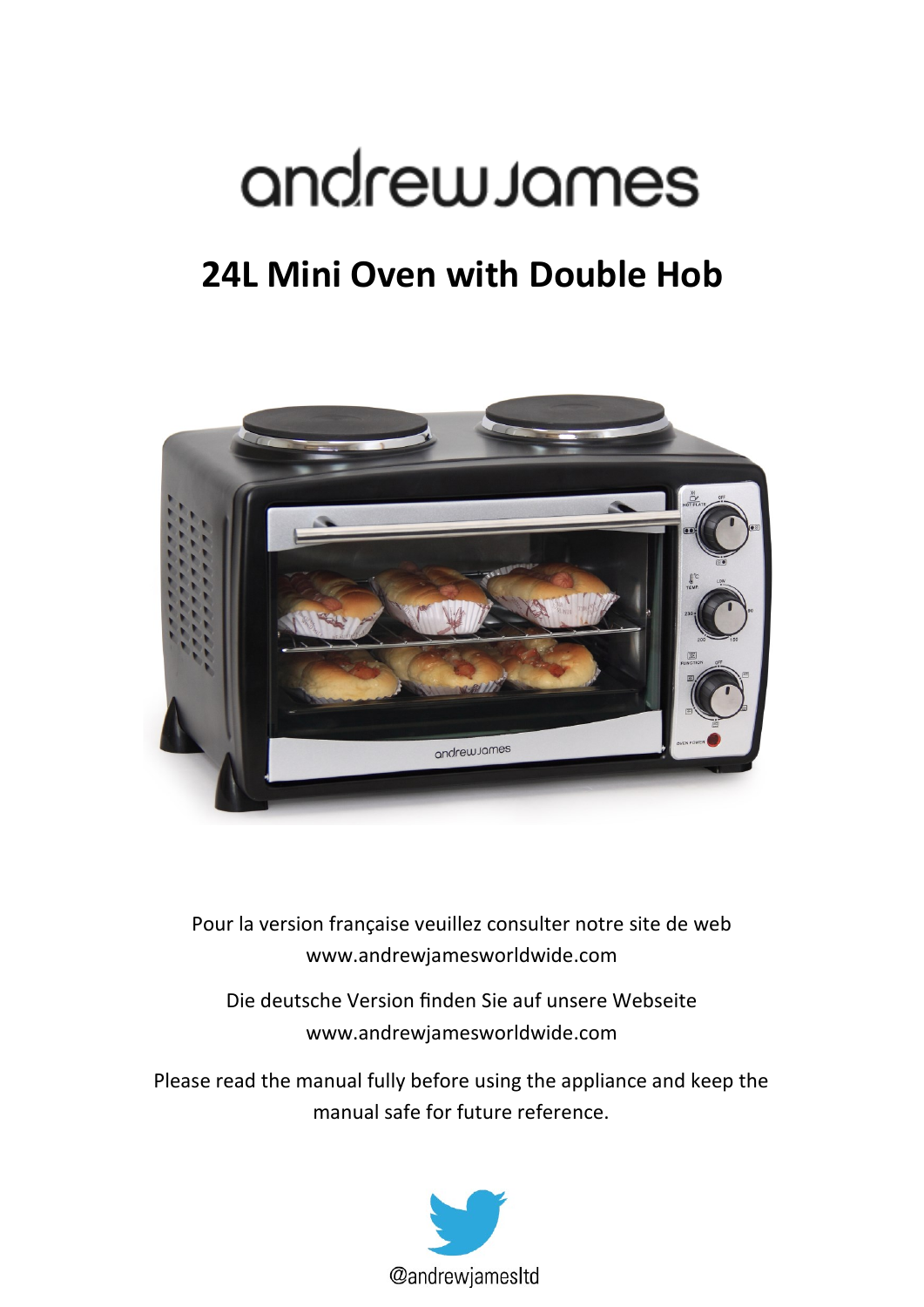andrew James

# 24L Mini Oven with Double Hob

Pour la version française veuillez consulter notre site de web
www.andrewjamesworldwide.com

Die deutsche Version finden Sie auf unsere Webseite
www.andrewjamesworldwide.com

Please read the manual fully before using the appliance and keep the manual safe for future reference.

@andrewjamesltd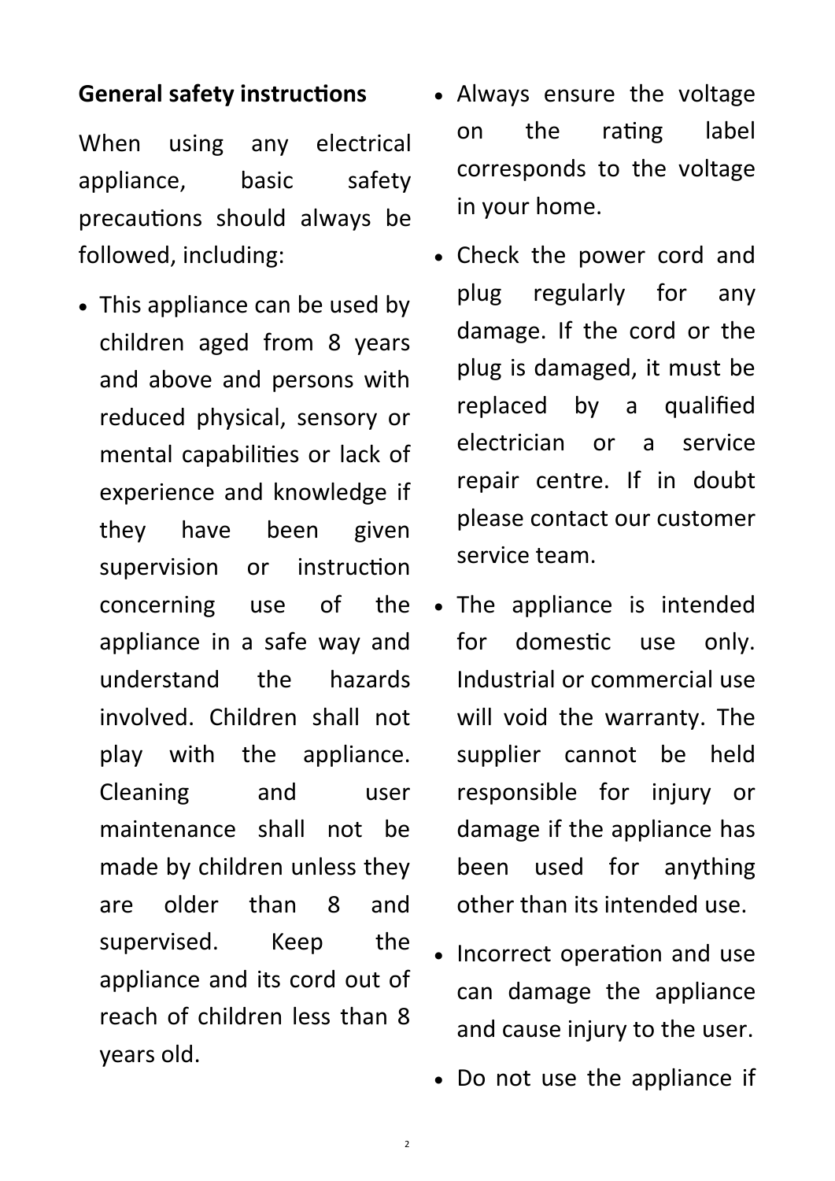## General safety instructions

When using any electrical appliance, basic safety precautions should always be followed, including:

- This appliance can be used by children aged from 8 years and above and persons with reduced physical, sensory or mental capabilities or lack of experience and knowledge if they have been given supervision or instruction concerning use of the appliance in a safe way and understand the hazards involved. Children shall not play with the appliance. Cleaning and user maintenance shall not be made by children unless they are older than 8 and supervised. Keep the appliance and its cord out of reach of children less than 8 years old.
- Always ensure the voltage on the rating label corresponds to the voltage in your home.
- Check the power cord and plug regularly for any damage. If the cord or the plug is damaged, it must be replaced by a qualified electrician or a service repair centre. If in doubt please contact our customer service team.
- The appliance is intended for domestic use only. Industrial or commercial use will void the warranty. The supplier cannot be held responsible for injury or damage if the appliance has been used for anything other than its intended use.
- Incorrect operation and use can damage the appliance and cause injury to the user.
- Do not use the appliance if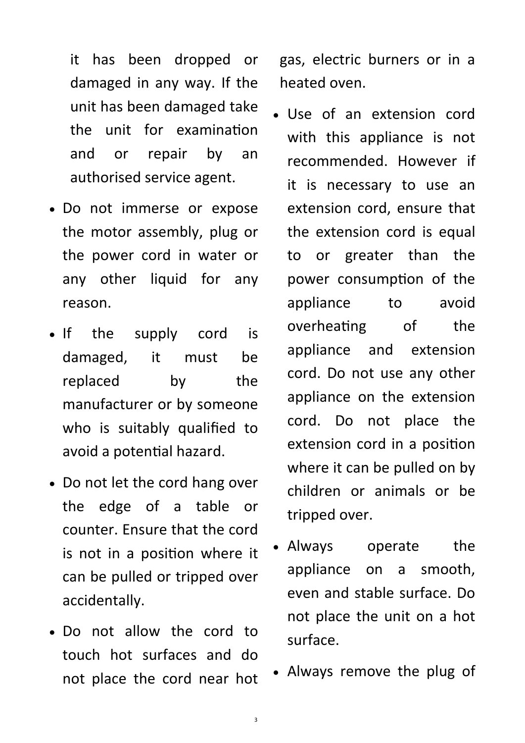it has been dropped or damaged in any way. If the unit has been damaged take the unit for examination and or repair by an authorised service agent.

- Do not immerse or expose the motor assembly, plug or the power cord in water or any other liquid for any reason.
- If the supply cord is damaged, it must be replaced by the manufacturer or by someone who is suitably qualified to avoid a potential hazard.
- Do not let the cord hang over the edge of a table or counter. Ensure that the cord is not in a position where it can be pulled or tripped over accidentally.
- Do not allow the cord to touch hot surfaces and do not place the cord near hot gas, electric burners or in a heated oven.
- Use of an extension cord with this appliance is not recommended. However if it is necessary to use an extension cord, ensure that the extension cord is equal to or greater than the power consumption of the appliance to avoid overheating of the appliance and extension cord. Do not use any other appliance on the extension cord. Do not place the extension cord in a position where it can be pulled on by children or animals or be tripped over.
- Always operate the appliance on a smooth, even and stable surface. Do not place the unit on a hot surface.
- Always remove the plug of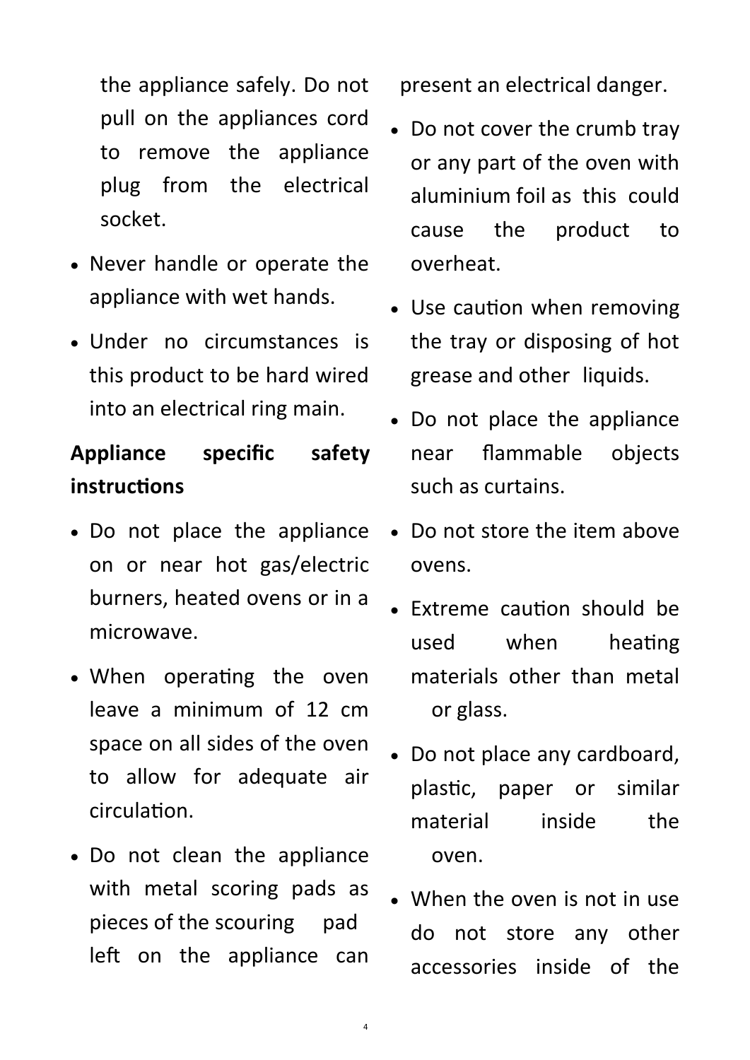the appliance safely. Do not pull on the appliances cord to remove the appliance plug from the electrical socket.

- Never handle or operate the appliance with wet hands.
- Under no circumstances is this product to be hard wired into an electrical ring main.

**Appliance specific safety instructions**

- Do not place the appliance on or near hot gas/electric burners, heated ovens or in a microwave.
- When operating the oven leave a minimum of 12 cm space on all sides of the oven to allow for adequate air circulation.
- Do not clean the appliance with metal scoring pads as pieces of the scouring pad left on the appliance can present an electrical danger.
- Do not cover the crumb tray or any part of the oven with aluminium foil as this could cause the product to overheat.
- Use caution when removing the tray or disposing of hot grease and other liquids.
- Do not place the appliance near flammable objects such as curtains.
- Do not store the item above ovens.
- Extreme caution should be used when heating materials other than metal or glass.
- Do not place any cardboard, plastic, paper or similar material inside the oven.
- When the oven is not in use do not store any other accessories inside of the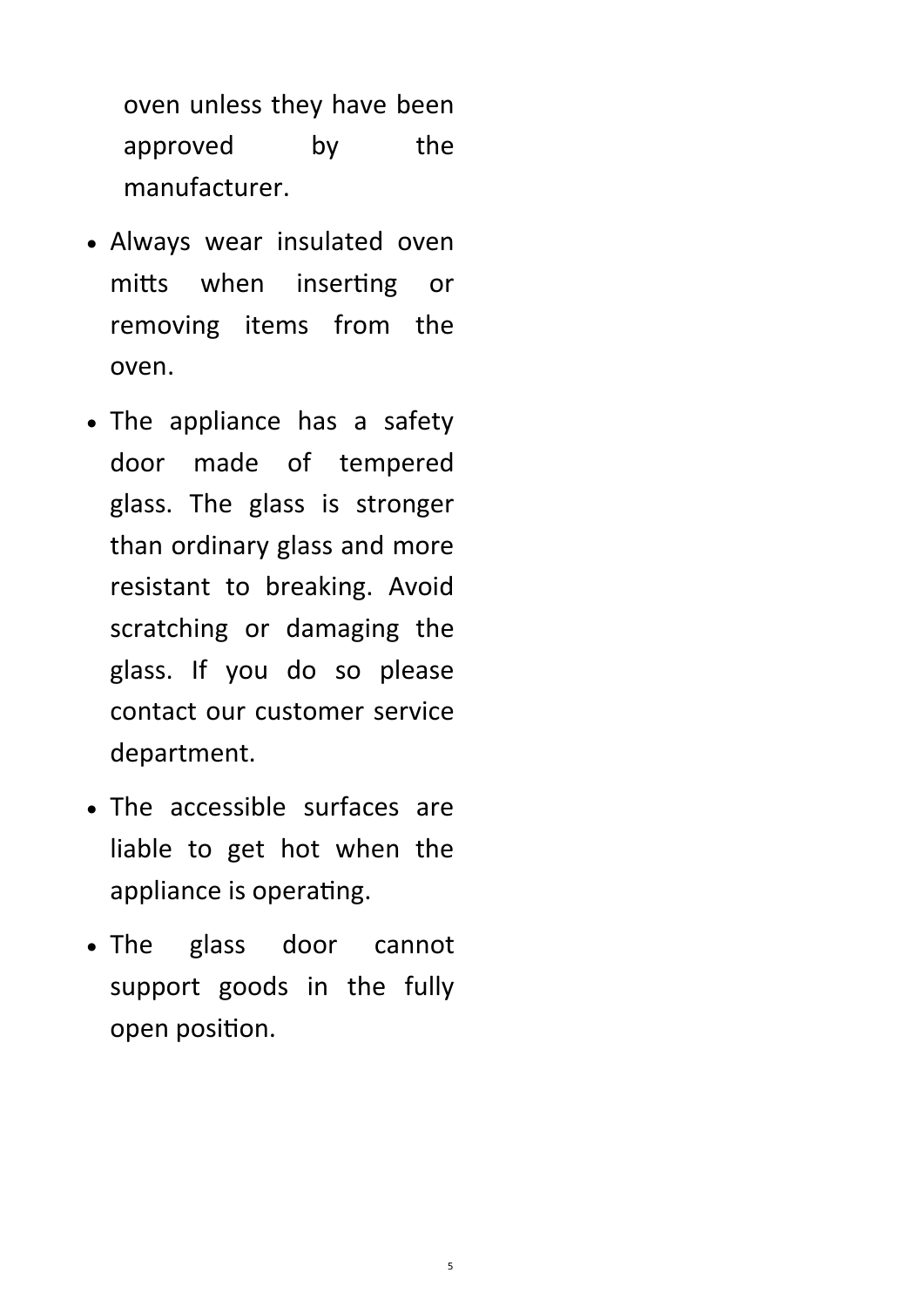oven unless they have been approved by the manufacturer.

- Always wear insulated oven mitts when inserting or removing items from the oven.
- The appliance has a safety door made of tempered glass. The glass is stronger than ordinary glass and more resistant to breaking. Avoid scratching or damaging the glass. If you do so please contact our customer service department.
- The accessible surfaces are liable to get hot when the appliance is operating.
- The glass door cannot support goods in the fully open position.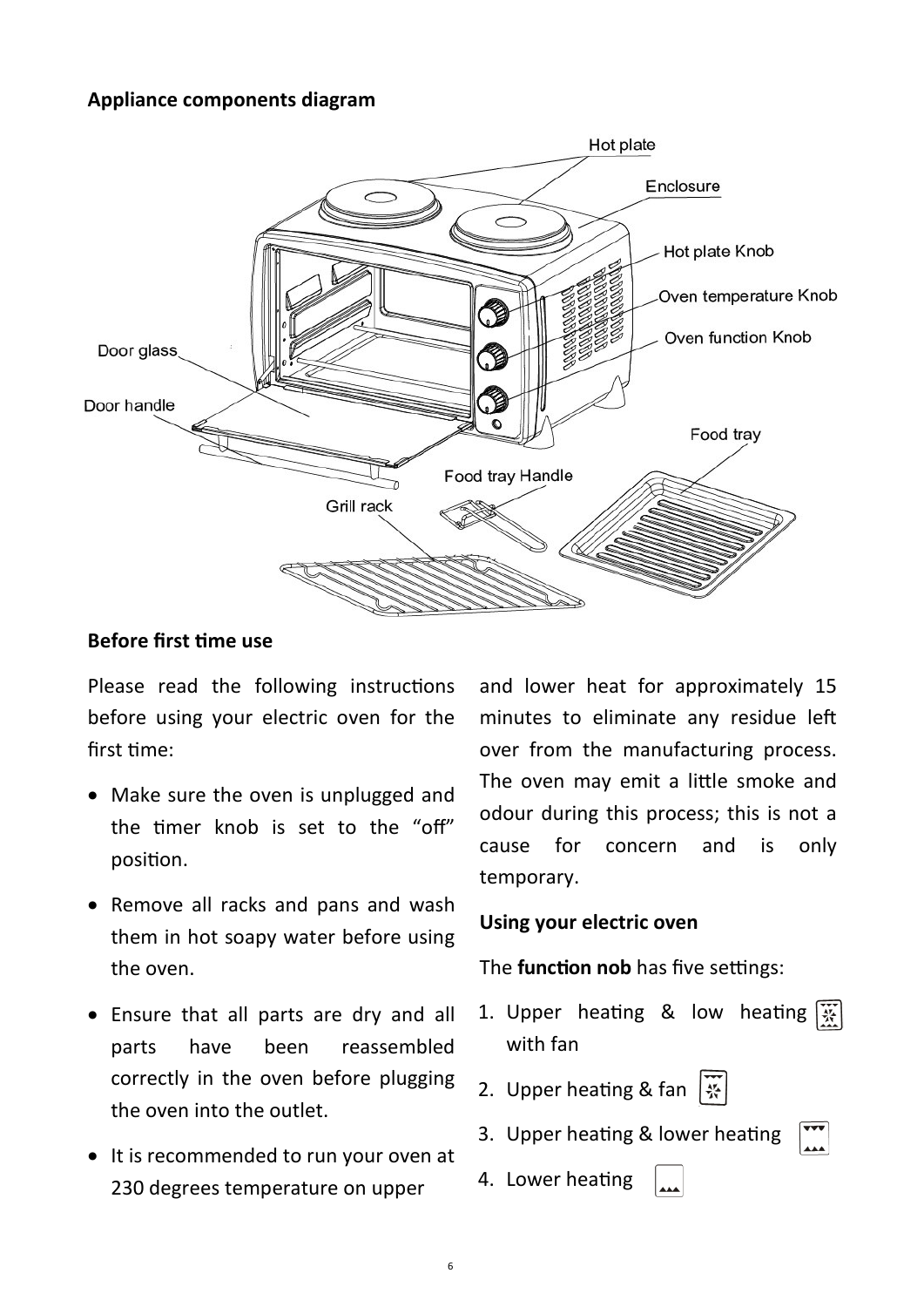**Appliance components diagram**

Hot plate
Enclosure
Hot plate Knob
Oven temperature Knob
Oven function Knob
Door glass
Door handle
Food tray
Food tray Handle
Grill rack

**Before first time use**

Please read the following instructions before using your electric oven for the first time:

- Make sure the oven is unplugged and the timer knob is set to the "off" position.
- Remove all racks and pans and wash them in hot soapy water before using the oven.
- Ensure that all parts are dry and all parts have been reassembled correctly in the oven before plugging the oven into the outlet.
- It is recommended to run your oven at 230 degrees temperature on upper and lower heat for approximately 15 minutes to eliminate any residue left over from the manufacturing process. The oven may emit a little smoke and odour during this process; this is not a cause for concern and is only temporary.

**Using your electric oven**

The **function nob** has five settings:

1. Upper heating & low heating with fan
2. Upper heating & fan
3. Upper heating & lower heating
4. Lower heating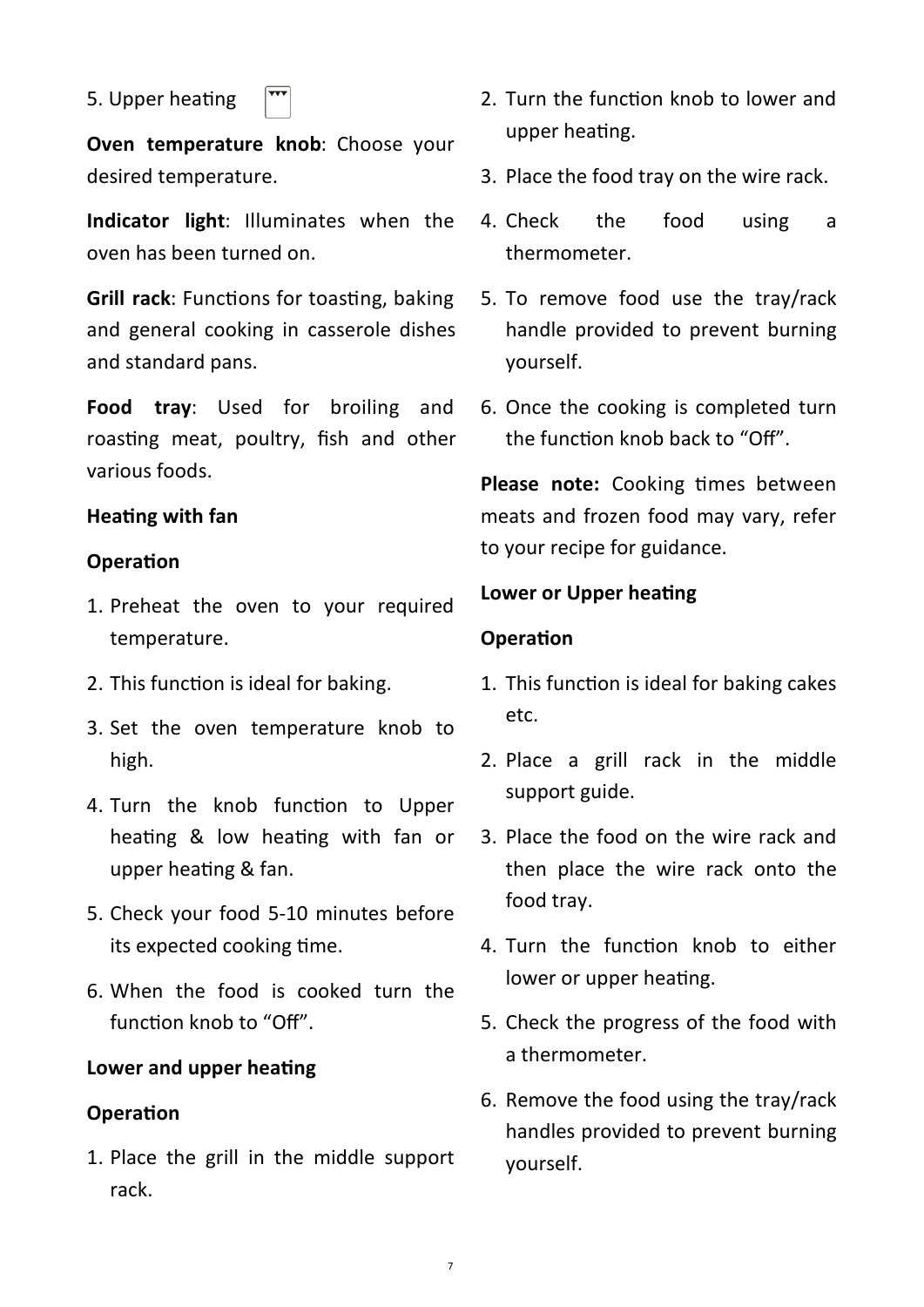5. Upper heating

**Oven temperature knob**: Choose your desired temperature.

**Indicator light**: Illuminates when the oven has been turned on.

**Grill rack**: Functions for toasting, baking and general cooking in casserole dishes and standard pans.

**Food tray**: Used for broiling and roasting meat, poultry, fish and other various foods.

**Heating with fan**

**Operation**

1. Preheat the oven to your required temperature.
2. This function is ideal for baking.
3. Set the oven temperature knob to high.
4. Turn the knob function to Upper heating & low heating with fan or upper heating & fan.
5. Check your food 5-10 minutes before its expected cooking time.
6. When the food is cooked turn the function knob to "Off".

**Lower and upper heating**

**Operation**

1. Place the grill in the middle support rack.
2. Turn the function knob to lower and upper heating.
3. Place the food tray on the wire rack.
4. Check the food using a thermometer.
5. To remove food use the tray/rack handle provided to prevent burning yourself.
6. Once the cooking is completed turn the function knob back to "Off".

**Please note:** Cooking times between meats and frozen food may vary, refer to your recipe for guidance.

**Lower or Upper heating**

**Operation**

1. This function is ideal for baking cakes etc.
2. Place a grill rack in the middle support guide.
3. Place the food on the wire rack and then place the wire rack onto the food tray.
4. Turn the function knob to either lower or upper heating.
5. Check the progress of the food with a thermometer.
6. Remove the food using the tray/rack handles provided to prevent burning yourself.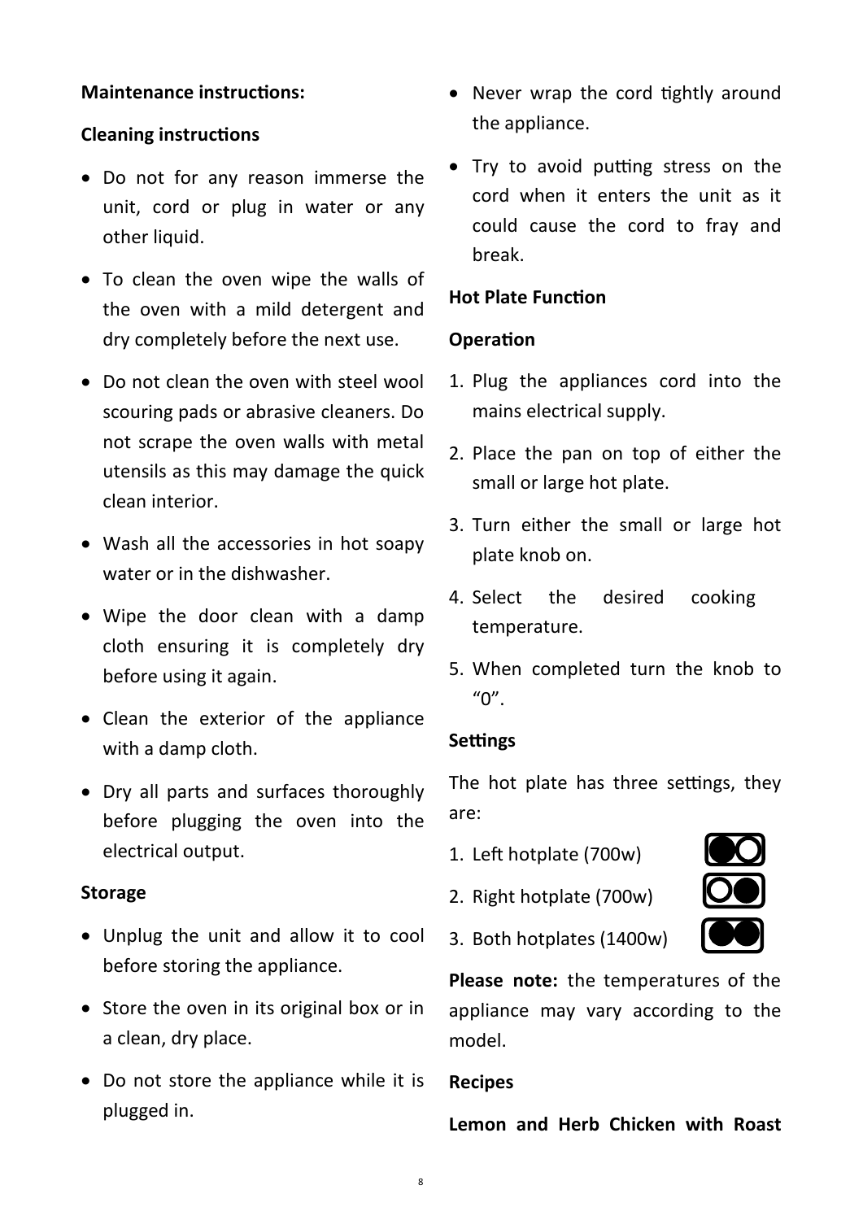**Maintenance instructions:**

**Cleaning instructions**

- Do not for any reason immerse the unit, cord or plug in water or any other liquid.
- To clean the oven wipe the walls of the oven with a mild detergent and dry completely before the next use.
- Do not clean the oven with steel wool scouring pads or abrasive cleaners. Do not scrape the oven walls with metal utensils as this may damage the quick clean interior.
- Wash all the accessories in hot soapy water or in the dishwasher.
- Wipe the door clean with a damp cloth ensuring it is completely dry before using it again.
- Clean the exterior of the appliance with a damp cloth.
- Dry all parts and surfaces thoroughly before plugging the oven into the electrical output.

**Storage**

- Unplug the unit and allow it to cool before storing the appliance.
- Store the oven in its original box or in a clean, dry place.
- Do not store the appliance while it is plugged in.
- Never wrap the cord tightly around the appliance.
- Try to avoid putting stress on the cord when it enters the unit as it could cause the cord to fray and break.

**Hot Plate Function**

**Operation**

1. Plug the appliances cord into the mains electrical supply.
2. Place the pan on top of either the small or large hot plate.
3. Turn either the small or large hot plate knob on.
4. Select the desired cooking temperature.
5. When completed turn the knob to "0".

**Settings**

The hot plate has three settings, they are:

1. Left hotplate (700w)
2. Right hotplate (700w)
3. Both hotplates (1400w)

**Please note:** the temperatures of the appliance may vary according to the model.

**Recipes**

**Lemon and Herb Chicken with Roast**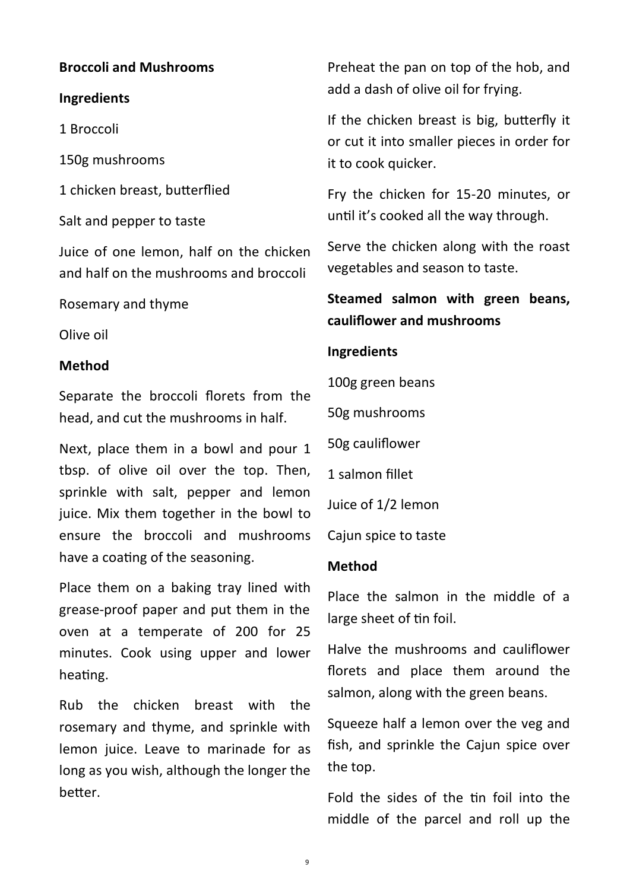**Broccoli and Mushrooms**

**Ingredients**

1 Broccoli

150g mushrooms

1 chicken breast, butterflied

Salt and pepper to taste

Juice of one lemon, half on the chicken and half on the mushrooms and broccoli

Rosemary and thyme

Olive oil

**Method**

Separate the broccoli florets from the head, and cut the mushrooms in half.

Next, place them in a bowl and pour 1 tbsp. of olive oil over the top. Then, sprinkle with salt, pepper and lemon juice. Mix them together in the bowl to ensure the broccoli and mushrooms have a coating of the seasoning.

Place them on a baking tray lined with grease-proof paper and put them in the oven at a temperate of 200 for 25 minutes. Cook using upper and lower heating.

Rub the chicken breast with the rosemary and thyme, and sprinkle with lemon juice. Leave to marinade for as long as you wish, although the longer the better.

Preheat the pan on top of the hob, and add a dash of olive oil for frying.

If the chicken breast is big, butterfly it or cut it into smaller pieces in order for it to cook quicker.

Fry the chicken for 15-20 minutes, or until it's cooked all the way through.

Serve the chicken along with the roast vegetables and season to taste.

**Steamed salmon with green beans, cauliflower and mushrooms**

**Ingredients**

100g green beans

50g mushrooms

50g cauliflower

1 salmon fillet

Juice of 1/2 lemon

Cajun spice to taste

**Method**

Place the salmon in the middle of a large sheet of tin foil.

Halve the mushrooms and cauliflower florets and place them around the salmon, along with the green beans.

Squeeze half a lemon over the veg and fish, and sprinkle the Cajun spice over the top.

Fold the sides of the tin foil into the middle of the parcel and roll up the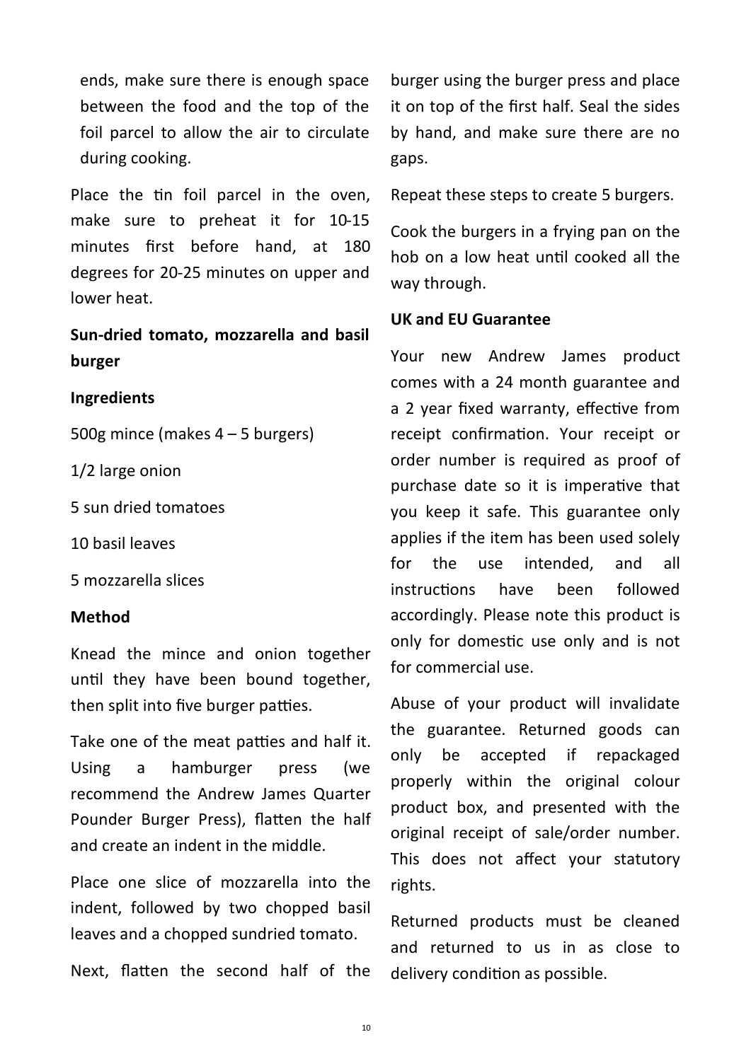ends, make sure there is enough space between the food and the top of the foil parcel to allow the air to circulate during cooking.

Place the tin foil parcel in the oven, make sure to preheat it for 10-15 minutes first before hand, at 180 degrees for 20-25 minutes on upper and lower heat.

**Sun-dried tomato, mozzarella and basil burger**

**Ingredients**

500g mince (makes 4 – 5 burgers)

1/2 large onion

5 sun dried tomatoes

10 basil leaves

5 mozzarella slices

**Method**

Knead the mince and onion together until they have been bound together, then split into five burger patties.

Take one of the meat patties and half it. Using a hamburger press (we recommend the Andrew James Quarter Pounder Burger Press), flatten the half and create an indent in the middle.

Place one slice of mozzarella into the indent, followed by two chopped basil leaves and a chopped sundried tomato.

Next, flatten the second half of the burger using the burger press and place it on top of the first half. Seal the sides by hand, and make sure there are no gaps.

Repeat these steps to create 5 burgers.

Cook the burgers in a frying pan on the hob on a low heat until cooked all the way through.

**UK and EU Guarantee**

Your new Andrew James product comes with a 24 month guarantee and a 2 year fixed warranty, effective from receipt confirmation. Your receipt or order number is required as proof of purchase date so it is imperative that you keep it safe. This guarantee only applies if the item has been used solely for the use intended, and all instructions have been followed accordingly. Please note this product is only for domestic use only and is not for commercial use.

Abuse of your product will invalidate the guarantee. Returned goods can only be accepted if repackaged properly within the original colour product box, and presented with the original receipt of sale/order number. This does not affect your statutory rights.

Returned products must be cleaned and returned to us in as close to delivery condition as possible.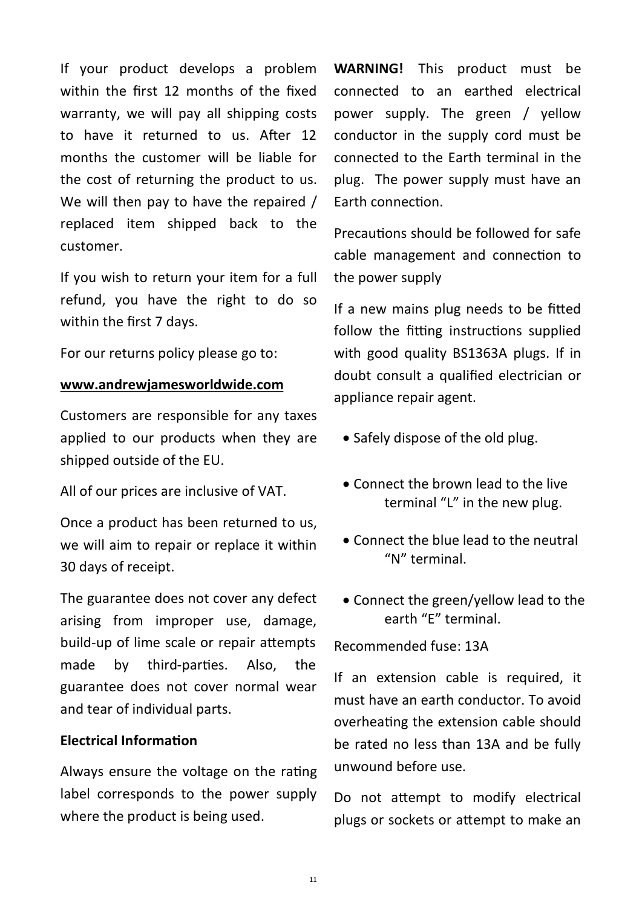If your product develops a problem within the first 12 months of the fixed warranty, we will pay all shipping costs to have it returned to us. After 12 months the customer will be liable for the cost of returning the product to us. We will then pay to have the repaired / replaced item shipped back to the customer.

If you wish to return your item for a full refund, you have the right to do so within the first 7 days.

For our returns policy please go to:

**www.andrewjamesworldwide.com**

Customers are responsible for any taxes applied to our products when they are shipped outside of the EU.

All of our prices are inclusive of VAT.

Once a product has been returned to us, we will aim to repair or replace it within 30 days of receipt.

The guarantee does not cover any defect arising from improper use, damage, build-up of lime scale or repair attempts made by third-parties. Also, the guarantee does not cover normal wear and tear of individual parts.

**Electrical Information**

Always ensure the voltage on the rating label corresponds to the power supply where the product is being used.

**WARNING!** This product must be connected to an earthed electrical power supply. The green / yellow conductor in the supply cord must be connected to the Earth terminal in the plug. The power supply must have an Earth connection.

Precautions should be followed for safe cable management and connection to the power supply

If a new mains plug needs to be fitted follow the fitting instructions supplied with good quality BS1363A plugs. If in doubt consult a qualified electrician or appliance repair agent.

- Safely dispose of the old plug.
- Connect the brown lead to the live terminal "L" in the new plug.
- Connect the blue lead to the neutral "N" terminal.
- Connect the green/yellow lead to the earth "E" terminal.

Recommended fuse: 13A

If an extension cable is required, it must have an earth conductor. To avoid overheating the extension cable should be rated no less than 13A and be fully unwound before use.

Do not attempt to modify electrical plugs or sockets or attempt to make an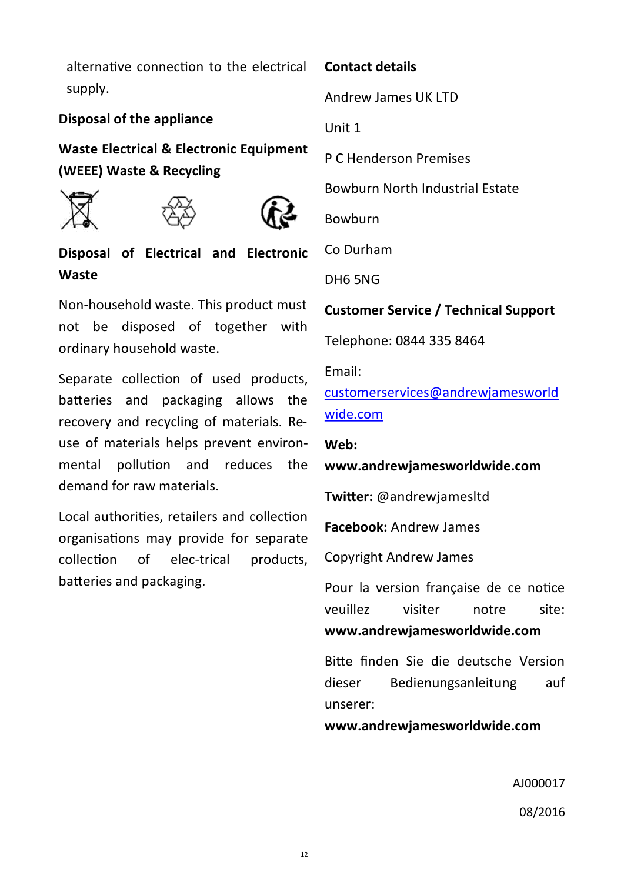alternative connection to the electrical supply.

**Disposal of the appliance**

**Waste Electrical & Electronic Equipment (WEEE) Waste & Recycling**

**Disposal of Electrical and Electronic Waste**

Non-household waste. This product must not be disposed of together with ordinary household waste.

Separate collection of used products, batteries and packaging allows the recovery and recycling of materials. Re-use of materials helps prevent environ-mental pollution and reduces the demand for raw materials.

Local authorities, retailers and collection organisations may provide for separate collection of elec-trical products, batteries and packaging.

**Contact details**

Andrew James UK LTD

Unit 1

P C Henderson Premises

Bowburn North Industrial Estate

Bowburn

Co Durham

DH6 5NG

**Customer Service / Technical Support**

Telephone: 0844 335 8464

Email: customerservices@andrewjamesworldwide.com

**Web: www.andrewjamesworldwide.com**

**Twitter:** @andrewjamesltd

**Facebook:** Andrew James

Copyright Andrew James

Pour la version française de ce notice veuillez visiter notre site: **www.andrewjamesworldwide.com**

Bitte finden Sie die deutsche Version dieser Bedienungsanleitung auf unserer: **www.andrewjamesworldwide.com**

AJ000017

08/2016